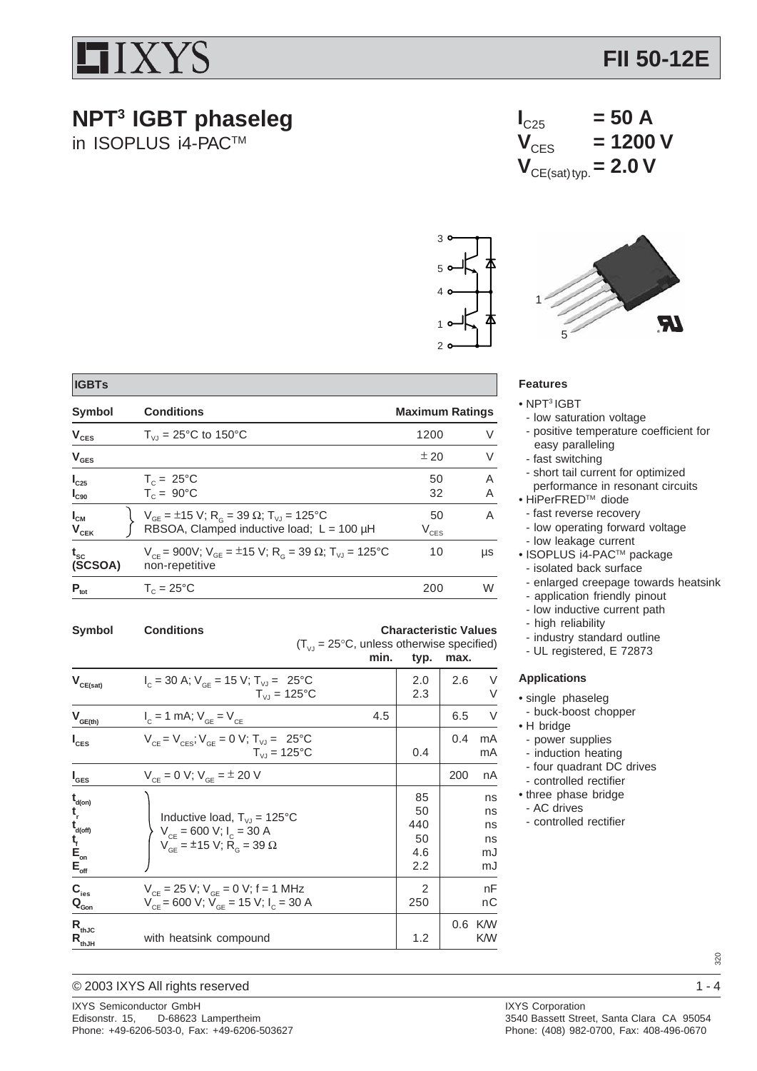# IXYS

## FII 50-12E

# NPT[3] IGBT phaseleg

in ISOPLUS i4-PAC™

$I_{C25}$ = 50 A
$V_{CES}$ = 1200 V
$V_{CE(sat)typ.}$ = 2.0 V

### IGBTs

| Symbol | Conditions | Maximum Ratings | |
|---|---|---|---|
| $V_{CES}$ | $T_{VJ}$ = 25°C to 150°C | 1200 | V |
| $V_{GES}$ | | ± 20 | V |
| $I_{C25}$ | $T_C$ = 25°C | 50 | A |
| $I_{C90}$ | $T_C$ = 90°C | 32 | A |
| $I_{CM}$ | $V_{GE}$ = ±15 V; $R_G$ = 39 Ω; $T_{VJ}$ = 125°C | 50 | A |
| $V_{CEK}$ | RBSOA, Clamped inductive load; L = 100 µH | $V_{CES}$ | |
| $t_{SC}$ (SCSOA) | $V_{CE}$ = 900V; $V_{GE}$ = ±15 V; $R_G$ = 39 Ω; $T_{VJ}$ = 125°C non-repetitive | 10 | µs |
| $P_{tot}$ | $T_C$ = 25°C | 200 | W |

Characteristic Values ($T_{VJ}$ = 25°C, unless otherwise specified)

| Symbol | Conditions | min. | typ. | max. | |
|---|---|---|---|---|---|
| $V_{CE(sat)}$ | $I_C$ = 30 A; $V_{GE}$ = 15 V; $T_{VJ}$ = 25°C | | 2.0 | 2.6 | V |
| | $T_{VJ}$ = 125°C | | 2.3 | | V |
| $V_{GE(th)}$ | $I_C$ = 1 mA; $V_{GE}$ = $V_{CE}$ | 4.5 | | 6.5 | V |
| $I_{CES}$ | $V_{CE}$ = $V_{CES}$; $V_{GE}$ = 0 V; $T_{VJ}$ = 25°C | | | 0.4 | mA |
| | $T_{VJ}$ = 125°C | | 0.4 | | mA |
| $I_{GES}$ | $V_{CE}$ = 0 V; $V_{GE}$ = ± 20 V | | | 200 | nA |
| $t_{d(on)}$ | Inductive load, $T_{VJ}$ = 125°C; $V_{CE}$ = 600 V; $I_C$ = 30 A; $V_{GE}$ = ±15 V; $R_G$ = 39 Ω | | 85 | | ns |
| $t_r$ | | | 50 | | ns |
| $t_{d(off)}$ | | | 440 | | ns |
| $t_f$ | | | 50 | | ns |
| $E_{on}$ | | | 4.6 | | mJ |
| $E_{off}$ | | | 2.2 | | mJ |
| $C_{ies}$ | $V_{CE}$ = 25 V; $V_{GE}$ = 0 V; f = 1 MHz | | 2 | | nF |
| $Q_{Gon}$ | $V_{CE}$ = 600 V; $V_{GE}$ = 15 V; $I_C$ = 30 A | | 250 | | nC |
| $R_{thJC}$ | | | | 0.6 | K/W |
| $R_{thJH}$ | with heatsink compound | | 1.2 | | K/W |

### Features

- NPT[3] IGBT
  - low saturation voltage
  - positive temperature coefficient for easy paralleling
  - fast switching
  - short tail current for optimized performance in resonant circuits
- HiPerFRED™ diode
  - fast reverse recovery
  - low operating forward voltage
  - low leakage current
- ISOPLUS i4-PAC™ package
  - isolated back surface
  - enlarged creepage towards heatsink
  - application friendly pinout
  - low inductive current path
  - high reliability
  - industry standard outline
  - UL registered, E 72873

### Applications

- single phaseleg
  - buck-boost chopper
- H bridge
  - power supplies
  - induction heating
  - four quadrant DC drives
  - controlled rectifier
- three phase bridge
  - AC drives
  - controlled rectifier

320

© 2003 IXYS All rights reserved

IXYS Semiconductor GmbH
Edisonstr. 15, D-68623 Lampertheim
Phone: +49-6206-503-0, Fax: +49-6206-503627

IXYS Corporation
3540 Bassett Street, Santa Clara CA 95054
Phone: (408) 982-0700, Fax: 408-496-0670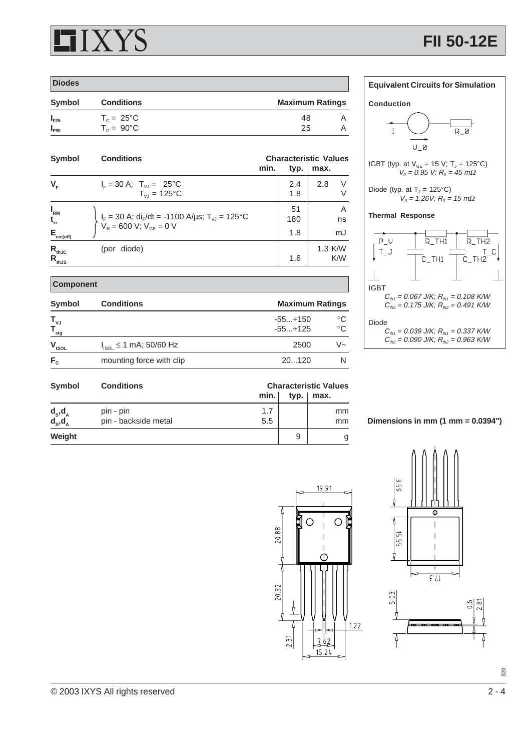# FII 50-12E

## Diodes

| Symbol | Conditions | Maximum Ratings | |
|---|---|---|---|
| $I_{F25}$ | $T_C = 25°C$ | 48 | A |
| $I_{F90}$ | $T_C = 90°C$ | 25 | A |

| Symbol | Conditions | min. | typ. | max. | |
|---|---|---|---|---|---|
| $V_F$ | $I_F = 30$ A; $T_{VJ} = 25°C$ | | 2.4 | 2.8 | V |
| | $T_{VJ} = 125°C$ | | 1.8 | | V |
| $I_{RM}$ | $I_F = 30$ A; $di_F/dt = -1100$ A/µs; $T_{VJ} = 125°C$ | | 51 | | A |
| $t_{rr}$ | $V_R = 600$ V; $V_{GE} = 0$ V | | 180 | | ns |
| $E_{rec(off)}$ | | | 1.8 | | mJ |
| $R_{thJC}$ | (per diode) | | | 1.3 | K/W |
| $R_{thJS}$ | | | 1.6 | | K/W |

## Component

| Symbol | Conditions | Maximum Ratings | |
|---|---|---|---|
| $T_{VJ}$ | | -55...+150 | °C |
| $T_{stg}$ | | -55...+125 | °C |
| $V_{ISOL}$ | $I_{ISOL} \leq 1$ mA; 50/60 Hz | 2500 | V~ |
| $F_C$ | mounting force with clip | 20...120 | N |

| Symbol | Conditions | min. | typ. | max. | |
|---|---|---|---|---|---|
| $d_S, d_A$ | pin - pin | 1.7 | | | mm |
| $d_S, d_A$ | pin - backside metal | 5.5 | | | mm |
| Weight | | | 9 | | g |

## Equivalent Circuits for Simulation

**Conduction**

IGBT (typ. at $V_{GE} = 15$ V; $T_J = 125°C$)
$V_0 = 0.95$ V; $R_0 = 45$ mΩ

Diode (typ. at $T_J = 125°C$)
$V_0 = 1.26$V; $R_0 = 15$ mΩ

**Thermal Response**

IGBT
$C_{th1} = 0.067$ J/K; $R_{th1} = 0.108$ K/W
$C_{th2} = 0.175$ J/K; $R_{th2} = 0.491$ K/W

Diode
$C_{th1} = 0.039$ J/K; $R_{th1} = 0.337$ K/W
$C_{th2} = 0.090$ J/K; $R_{th2} = 0.963$ K/W

**Dimensions in mm (1 mm = 0.0394")**

© 2003 IXYS All rights reserved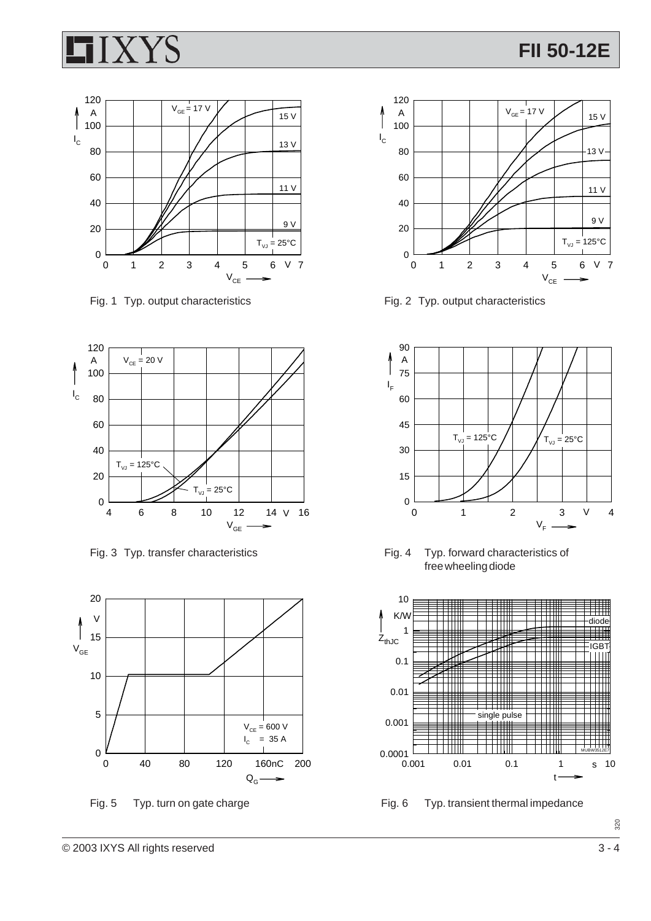Fig. 1 Typ. output characteristics

Fig. 2 Typ. output characteristics

Fig. 3 Typ. transfer characteristics

Fig. 4 Typ. forward characteristics of free wheeling diode

Fig. 5 Typ. turn on gate charge

Fig. 6 Typ. transient thermal impedance

© 2003 IXYS All rights reserved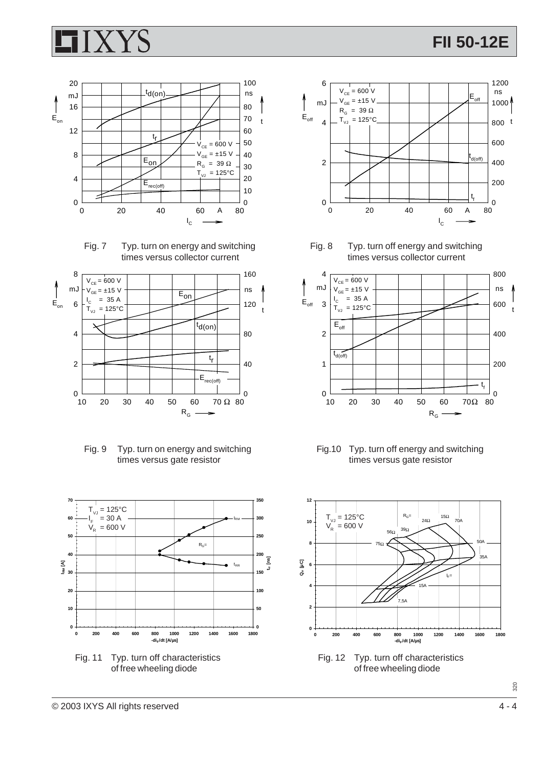20
mJ
16
$E_{on}$
12
8
4
0

100
ns
80
70
60
50
40
30
20
10
0
t

0 20 40 60 A 80
$I_C$

$t_{d(on)}$
$t_r$
$E_{on}$
$E_{rec(off)}$
$V_{CE}$ = 600 V
$V_{GE}$ = ±15 V
$R_G$ = 39 Ω
$T_{VJ}$ = 125°C

Fig. 7 Typ. turn on energy and switching times versus collector current

6
mJ
$E_{off}$
4
2
0

1200
ns
1000
t
800
600
400
200
0

0 20 40 60 A 80
$I_C$

$V_{CE}$ = 600 V
$V_{GE}$ = ±15 V
$R_G$ = 39 Ω
$T_{VJ}$ = 125°C
$E_{off}$
$t_{d(off)}$
$t_f$

Fig. 8 Typ. turn off energy and switching times versus collector current

8
mJ
$E_{on}$
6
4
2
0

160
ns
120
t
80
40
0

10 20 30 40 50 60 70 Ω 80
$R_G$

$V_{CE}$ = 600 V
$V_{GE}$ = ±15 V
$I_C$ = 35 A
$T_{VJ}$ = 125°C
$E_{on}$
$t_{d(on)}$
$t_r$
$E_{rec(off)}$

Fig. 9 Typ. turn on energy and switching times versus gate resistor

4
mJ
$E_{off}$
3
2
1
0

800
ns
600
t
400
200
0

10 20 30 40 50 60 70Ω 80
$R_G$

$V_{CE}$ = 600 V
$V_{GE}$ = ±15 V
$I_C$ = 35 A
$T_{VJ}$ = 125°C
$E_{off}$
$t_{d(off)}$
$t_f$

Fig.10 Typ. turn off energy and switching times versus gate resistor

$I_{RM}$ [A]
70
60
50
40
30
20
10
0

$t_{rr}$ [ns]
350
300
250
200
150
100
50
0

0 200 400 600 800 1000 1200 1400 1600 1800
$-di_F/dt$ [A/µs]

$T_{VJ}$ = 125°C
$I_F$ = 30 A
$V_R$ = 600 V
$I_{RM}$
$R_G$=
$t_{RR}$

Fig. 11 Typ. turn off characteristics of free wheeling diode

$Q_{rr}$ [µC]
12
10
8
6
4
2
0

0 200 400 600 800 1000 1200 1400 1600 1800
$-di_F/dt$ [A/µs]

$T_{VJ}$ = 125°C
$V_R$ = 600 V
$R_G$=
15Ω
24Ω
39Ω
56Ω
75Ω
70A
50A
35A
$I_F$=
15A
7,5A

Fig. 12 Typ. turn off characteristics of free wheeling diode

320

© 2003 IXYS All rights reserved